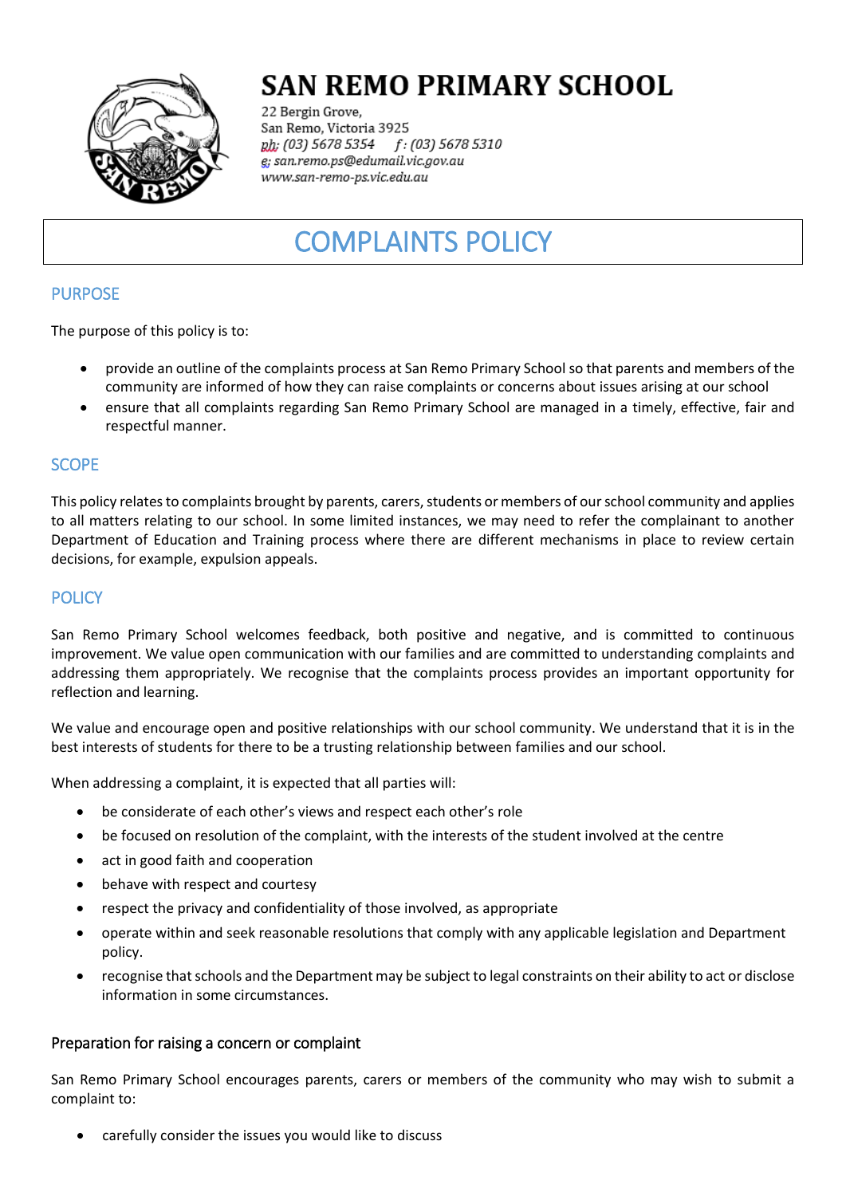# SAN REMO PRIMARY SCHOOL

22 Bergin Grove,
San Remo, Victoria 3925
ph: (03) 5678 5354 f: (03) 5678 5310
e: san.remo.ps@edumail.vic.gov.au
www.san-remo-ps.vic.edu.au

# COMPLAINTS POLICY

## PURPOSE

The purpose of this policy is to:

- provide an outline of the complaints process at San Remo Primary School so that parents and members of the community are informed of how they can raise complaints or concerns about issues arising at our school
- ensure that all complaints regarding San Remo Primary School are managed in a timely, effective, fair and respectful manner.

## SCOPE

This policy relates to complaints brought by parents, carers, students or members of our school community and applies to all matters relating to our school. In some limited instances, we may need to refer the complainant to another Department of Education and Training process where there are different mechanisms in place to review certain decisions, for example, expulsion appeals.

## POLICY

San Remo Primary School welcomes feedback, both positive and negative, and is committed to continuous improvement. We value open communication with our families and are committed to understanding complaints and addressing them appropriately. We recognise that the complaints process provides an important opportunity for reflection and learning.

We value and encourage open and positive relationships with our school community. We understand that it is in the best interests of students for there to be a trusting relationship between families and our school.

When addressing a complaint, it is expected that all parties will:

- be considerate of each other's views and respect each other's role
- be focused on resolution of the complaint, with the interests of the student involved at the centre
- act in good faith and cooperation
- behave with respect and courtesy
- respect the privacy and confidentiality of those involved, as appropriate
- operate within and seek reasonable resolutions that comply with any applicable legislation and Department policy.
- recognise that schools and the Department may be subject to legal constraints on their ability to act or disclose information in some circumstances.

### Preparation for raising a concern or complaint

San Remo Primary School encourages parents, carers or members of the community who may wish to submit a complaint to:

- carefully consider the issues you would like to discuss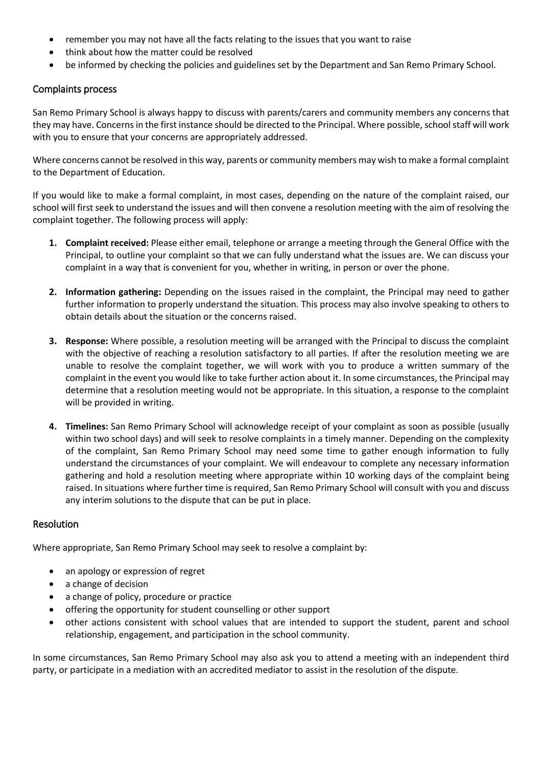- remember you may not have all the facts relating to the issues that you want to raise
- think about how the matter could be resolved
- be informed by checking the policies and guidelines set by the Department and San Remo Primary School.

## Complaints process

San Remo Primary School is always happy to discuss with parents/carers and community members any concerns that they may have. Concerns in the first instance should be directed to the Principal. Where possible, school staff will work with you to ensure that your concerns are appropriately addressed.

Where concerns cannot be resolved in this way, parents or community members may wish to make a formal complaint to the Department of Education.

If you would like to make a formal complaint, in most cases, depending on the nature of the complaint raised, our school will first seek to understand the issues and will then convene a resolution meeting with the aim of resolving the complaint together. The following process will apply:

1. **Complaint received:** Please either email, telephone or arrange a meeting through the General Office with the Principal, to outline your complaint so that we can fully understand what the issues are. We can discuss your complaint in a way that is convenient for you, whether in writing, in person or over the phone.

2. **Information gathering:** Depending on the issues raised in the complaint, the Principal may need to gather further information to properly understand the situation. This process may also involve speaking to others to obtain details about the situation or the concerns raised.

3. **Response:** Where possible, a resolution meeting will be arranged with the Principal to discuss the complaint with the objective of reaching a resolution satisfactory to all parties. If after the resolution meeting we are unable to resolve the complaint together, we will work with you to produce a written summary of the complaint in the event you would like to take further action about it. In some circumstances, the Principal may determine that a resolution meeting would not be appropriate. In this situation, a response to the complaint will be provided in writing.

4. **Timelines:** San Remo Primary School will acknowledge receipt of your complaint as soon as possible (usually within two school days) and will seek to resolve complaints in a timely manner. Depending on the complexity of the complaint, San Remo Primary School may need some time to gather enough information to fully understand the circumstances of your complaint. We will endeavour to complete any necessary information gathering and hold a resolution meeting where appropriate within 10 working days of the complaint being raised. In situations where further time is required, San Remo Primary School will consult with you and discuss any interim solutions to the dispute that can be put in place.

## Resolution

Where appropriate, San Remo Primary School may seek to resolve a complaint by:

- an apology or expression of regret
- a change of decision
- a change of policy, procedure or practice
- offering the opportunity for student counselling or other support
- other actions consistent with school values that are intended to support the student, parent and school relationship, engagement, and participation in the school community.

In some circumstances, San Remo Primary School may also ask you to attend a meeting with an independent third party, or participate in a mediation with an accredited mediator to assist in the resolution of the dispute.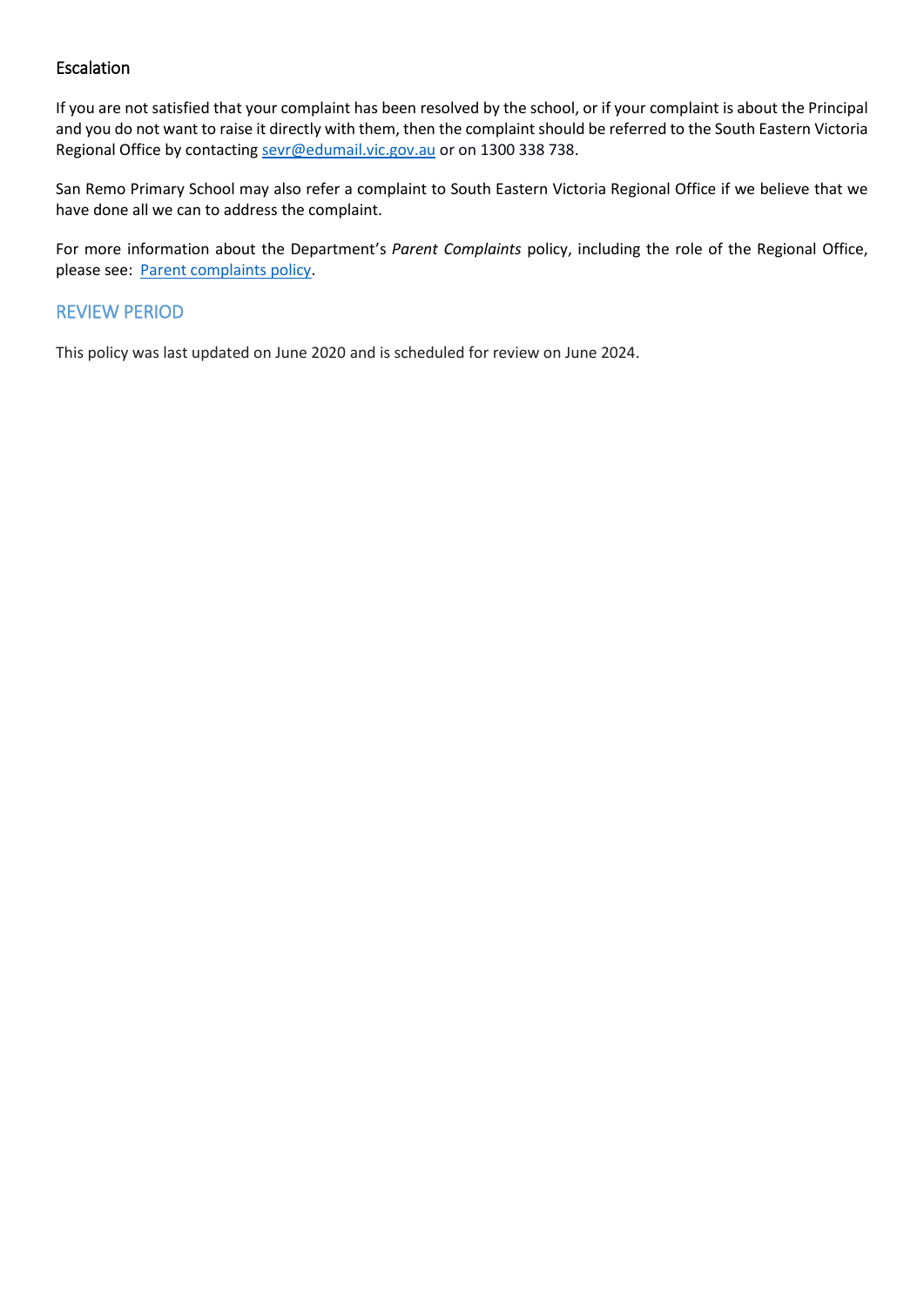### Escalation

If you are not satisfied that your complaint has been resolved by the school, or if your complaint is about the Principal and you do not want to raise it directly with them, then the complaint should be referred to the South Eastern Victoria Regional Office by contacting [sevr@edumail.vic.gov.au](mailto:sevr@edumail.vic.gov.au) or on 1300 338 738.

San Remo Primary School may also refer a complaint to South Eastern Victoria Regional Office if we believe that we have done all we can to address the complaint.

For more information about the Department's *Parent Complaints* policy, including the role of the Regional Office, please see: [Parent complaints policy](#).

## REVIEW PERIOD

This policy was last updated on June 2020 and is scheduled for review on June 2024.